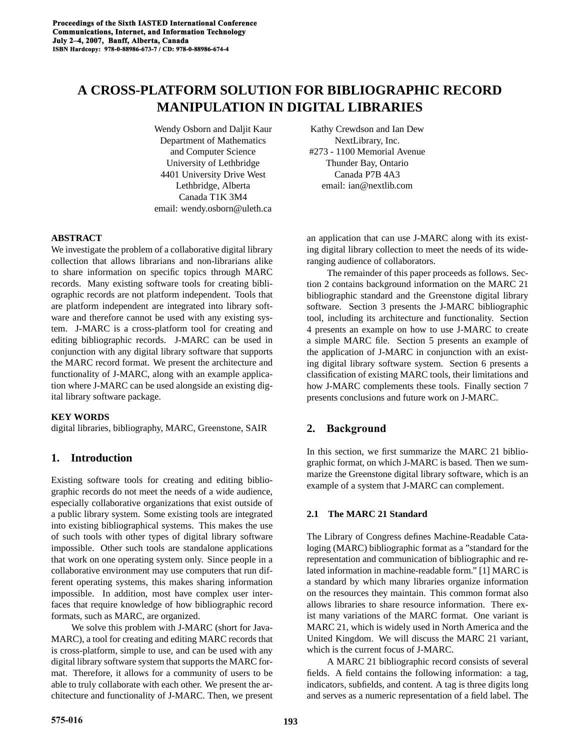# A CROSS-PLATFORM SOLUTION FOR BIBLIOGRAPHIC RECORD MANIPULATION IN DIGITAL LIBRARIES

Wendy Osborn and Daljit Kaur
Department of Mathematics
and Computer Science
University of Lethbridge
4401 University Drive West
Lethbridge, Alberta
Canada T1K 3M4
email: wendy.osborn@uleth.ca

Kathy Crewdson and Ian Dew
NextLibrary, Inc.
#273 - 1100 Memorial Avenue
Thunder Bay, Ontario
Canada P7B 4A3
email: ian@nextlib.com

### ABSTRACT

We investigate the problem of a collaborative digital library collection that allows librarians and non-librarians alike to share information on specific topics through MARC records. Many existing software tools for creating bibliographic records are not platform independent. Tools that are platform independent are integrated into library software and therefore cannot be used with any existing system. J-MARC is a cross-platform tool for creating and editing bibliographic records. J-MARC can be used in conjunction with any digital library software that supports the MARC record format. We present the architecture and functionality of J-MARC, along with an example application where J-MARC can be used alongside an existing digital library software package.

### KEY WORDS

digital libraries, bibliography, MARC, Greenstone, SAIR

## 1. Introduction

Existing software tools for creating and editing bibliographic records do not meet the needs of a wide audience, especially collaborative organizations that exist outside of a public library system. Some existing tools are integrated into existing bibliographical systems. This makes the use of such tools with other types of digital library software impossible. Other such tools are standalone applications that work on one operating system only. Since people in a collaborative environment may use computers that run different operating systems, this makes sharing information impossible. In addition, most have complex user interfaces that require knowledge of how bibliographic record formats, such as MARC, are organized.

We solve this problem with J-MARC (short for Java-MARC), a tool for creating and editing MARC records that is cross-platform, simple to use, and can be used with any digital library software system that supports the MARC format. Therefore, it allows for a community of users to be able to truly collaborate with each other. We present the architecture and functionality of J-MARC. Then, we present an application that can use J-MARC along with its existing digital library collection to meet the needs of its wide-ranging audience of collaborators.

The remainder of this paper proceeds as follows. Section 2 contains background information on the MARC 21 bibliographic standard and the Greenstone digital library software. Section 3 presents the J-MARC bibliographic tool, including its architecture and functionality. Section 4 presents an example on how to use J-MARC to create a simple MARC file. Section 5 presents an example of the application of J-MARC in conjunction with an existing digital library software system. Section 6 presents a classification of existing MARC tools, their limitations and how J-MARC complements these tools. Finally section 7 presents conclusions and future work on J-MARC.

## 2. Background

In this section, we first summarize the MARC 21 bibliographic format, on which J-MARC is based. Then we summarize the Greenstone digital library software, which is an example of a system that J-MARC can complement.

### 2.1 The MARC 21 Standard

The Library of Congress defines Machine-Readable Cataloging (MARC) bibliographic format as a "standard for the representation and communication of bibliographic and related information in machine-readable form." [1] MARC is a standard by which many libraries organize information on the resources they maintain. This common format also allows libraries to share resource information. There exist many variations of the MARC format. One variant is MARC 21, which is widely used in North America and the United Kingdom. We will discuss the MARC 21 variant, which is the current focus of J-MARC.

A MARC 21 bibliographic record consists of several fields. A field contains the following information: a tag, indicators, subfields, and content. A tag is three digits long and serves as a numeric representation of a field label. The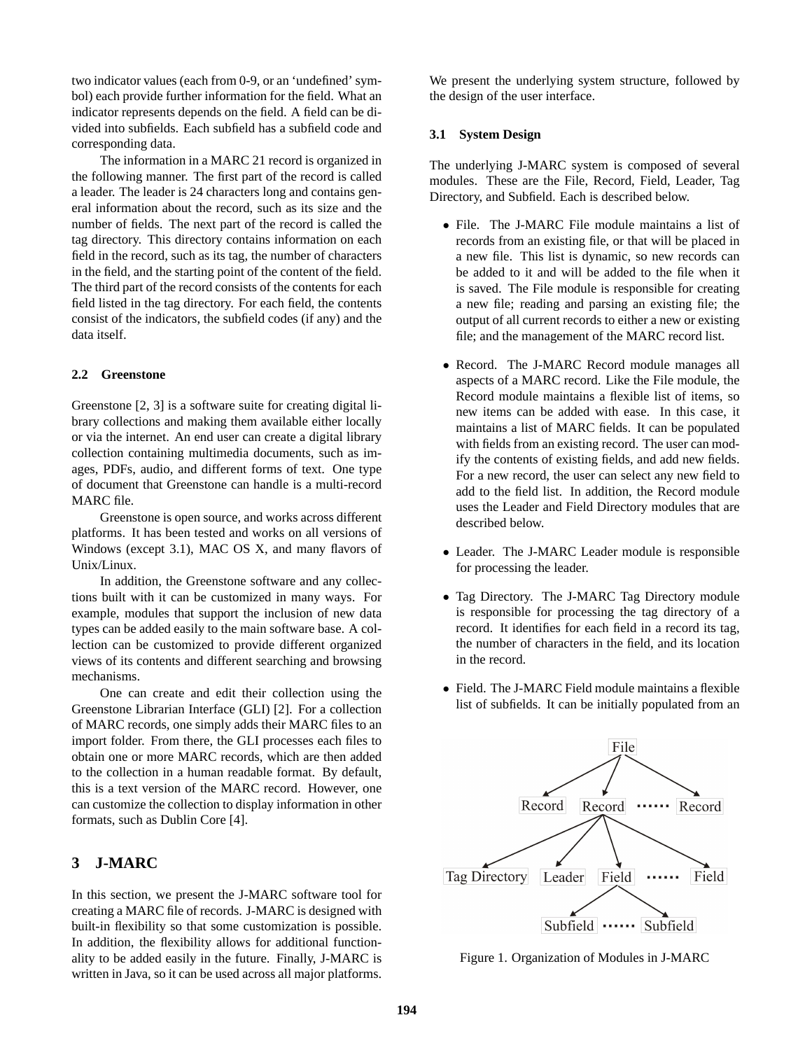two indicator values (each from 0-9, or an 'undefined' symbol) each provide further information for the field. What an indicator represents depends on the field. A field can be divided into subfields. Each subfield has a subfield code and corresponding data.

The information in a MARC 21 record is organized in the following manner. The first part of the record is called a leader. The leader is 24 characters long and contains general information about the record, such as its size and the number of fields. The next part of the record is called the tag directory. This directory contains information on each field in the record, such as its tag, the number of characters in the field, and the starting point of the content of the field. The third part of the record consists of the contents for each field listed in the tag directory. For each field, the contents consist of the indicators, the subfield codes (if any) and the data itself.

### 2.2 Greenstone

Greenstone [2, 3] is a software suite for creating digital library collections and making them available either locally or via the internet. An end user can create a digital library collection containing multimedia documents, such as images, PDFs, audio, and different forms of text. One type of document that Greenstone can handle is a multi-record MARC file.

Greenstone is open source, and works across different platforms. It has been tested and works on all versions of Windows (except 3.1), MAC OS X, and many flavors of Unix/Linux.

In addition, the Greenstone software and any collections built with it can be customized in many ways. For example, modules that support the inclusion of new data types can be added easily to the main software base. A collection can be customized to provide different organized views of its contents and different searching and browsing mechanisms.

One can create and edit their collection using the Greenstone Librarian Interface (GLI) [2]. For a collection of MARC records, one simply adds their MARC files to an import folder. From there, the GLI processes each files to obtain one or more MARC records, which are then added to the collection in a human readable format. By default, this is a text version of the MARC record. However, one can customize the collection to display information in other formats, such as Dublin Core [4].

## 3 J-MARC

In this section, we present the J-MARC software tool for creating a MARC file of records. J-MARC is designed with built-in flexibility so that some customization is possible. In addition, the flexibility allows for additional functionality to be added easily in the future. Finally, J-MARC is written in Java, so it can be used across all major platforms. We present the underlying system structure, followed by the design of the user interface.

### 3.1 System Design

The underlying J-MARC system is composed of several modules. These are the File, Record, Field, Leader, Tag Directory, and Subfield. Each is described below.

- File. The J-MARC File module maintains a list of records from an existing file, or that will be placed in a new file. This list is dynamic, so new records can be added to it and will be added to the file when it is saved. The File module is responsible for creating a new file; reading and parsing an existing file; the output of all current records to either a new or existing file; and the management of the MARC record list.

- Record. The J-MARC Record module manages all aspects of a MARC record. Like the File module, the Record module maintains a flexible list of items, so new items can be added with ease. In this case, it maintains a list of MARC fields. It can be populated with fields from an existing record. The user can modify the contents of existing fields, and add new fields. For a new record, the user can select any new field to add to the field list. In addition, the Record module uses the Leader and Field Directory modules that are described below.

- Leader. The J-MARC Leader module is responsible for processing the leader.

- Tag Directory. The J-MARC Tag Directory module is responsible for processing the tag directory of a record. It identifies for each field in a record its tag, the number of characters in the field, and its location in the record.

- Field. The J-MARC Field module maintains a flexible list of subfields. It can be initially populated from an

File

Record Record ...... Record

Tag Directory Leader Field ...... Field

Subfield ...... Subfield

Figure 1. Organization of Modules in J-MARC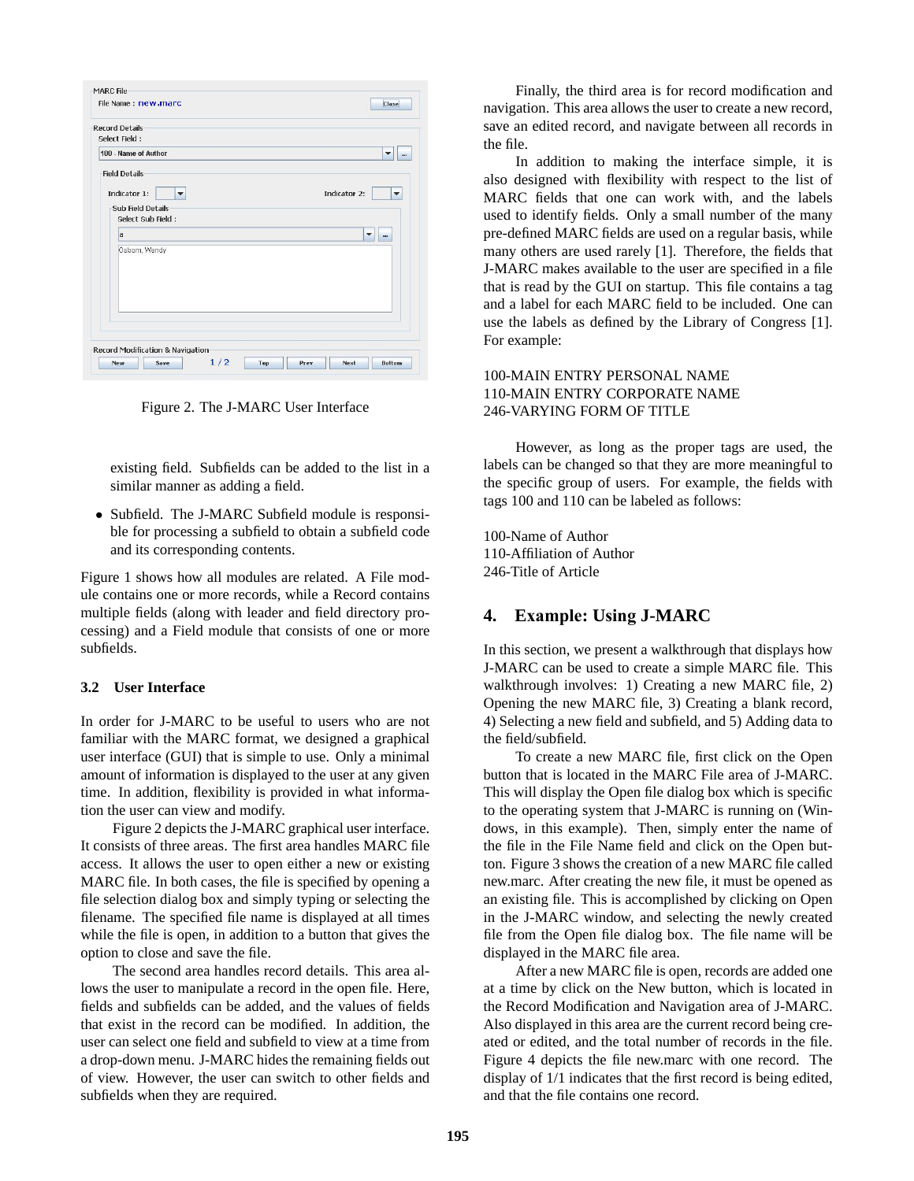Figure 2. The J-MARC User Interface

existing field. Subfields can be added to the list in a similar manner as adding a field.

- Subfield. The J-MARC Subfield module is responsible for processing a subfield to obtain a subfield code and its corresponding contents.

Figure 1 shows how all modules are related. A File module contains one or more records, while a Record contains multiple fields (along with leader and field directory processing) and a Field module that consists of one or more subfields.

### 3.2 User Interface

In order for J-MARC to be useful to users who are not familiar with the MARC format, we designed a graphical user interface (GUI) that is simple to use. Only a minimal amount of information is displayed to the user at any given time. In addition, flexibility is provided in what information the user can view and modify.

Figure 2 depicts the J-MARC graphical user interface. It consists of three areas. The first area handles MARC file access. It allows the user to open either a new or existing MARC file. In both cases, the file is specified by opening a file selection dialog box and simply typing or selecting the filename. The specified file name is displayed at all times while the file is open, in addition to a button that gives the option to close and save the file.

The second area handles record details. This area allows the user to manipulate a record in the open file. Here, fields and subfields can be added, and the values of fields that exist in the record can be modified. In addition, the user can select one field and subfield to view at a time from a drop-down menu. J-MARC hides the remaining fields out of view. However, the user can switch to other fields and subfields when they are required.

Finally, the third area is for record modification and navigation. This area allows the user to create a new record, save an edited record, and navigate between all records in the file.

In addition to making the interface simple, it is also designed with flexibility with respect to the list of MARC fields that one can work with, and the labels used to identify fields. Only a small number of the many pre-defined MARC fields are used on a regular basis, while many others are used rarely [1]. Therefore, the fields that J-MARC makes available to the user are specified in a file that is read by the GUI on startup. This file contains a tag and a label for each MARC field to be included. One can use the labels as defined by the Library of Congress [1]. For example:

100-MAIN ENTRY PERSONAL NAME
110-MAIN ENTRY CORPORATE NAME
246-VARYING FORM OF TITLE

However, as long as the proper tags are used, the labels can be changed so that they are more meaningful to the specific group of users. For example, the fields with tags 100 and 110 can be labeled as follows:

100-Name of Author
110-Affiliation of Author
246-Title of Article

## 4. Example: Using J-MARC

In this section, we present a walkthrough that displays how J-MARC can be used to create a simple MARC file. This walkthrough involves: 1) Creating a new MARC file, 2) Opening the new MARC file, 3) Creating a blank record, 4) Selecting a new field and subfield, and 5) Adding data to the field/subfield.

To create a new MARC file, first click on the Open button that is located in the MARC File area of J-MARC. This will display the Open file dialog box which is specific to the operating system that J-MARC is running on (Windows, in this example). Then, simply enter the name of the file in the File Name field and click on the Open button. Figure 3 shows the creation of a new MARC file called new.marc. After creating the new file, it must be opened as an existing file. This is accomplished by clicking on Open in the J-MARC window, and selecting the newly created file from the Open file dialog box. The file name will be displayed in the MARC file area.

After a new MARC file is open, records are added one at a time by click on the New button, which is located in the Record Modification and Navigation area of J-MARC. Also displayed in this area are the current record being created or edited, and the total number of records in the file. Figure 4 depicts the file new.marc with one record. The display of 1/1 indicates that the first record is being edited, and that the file contains one record.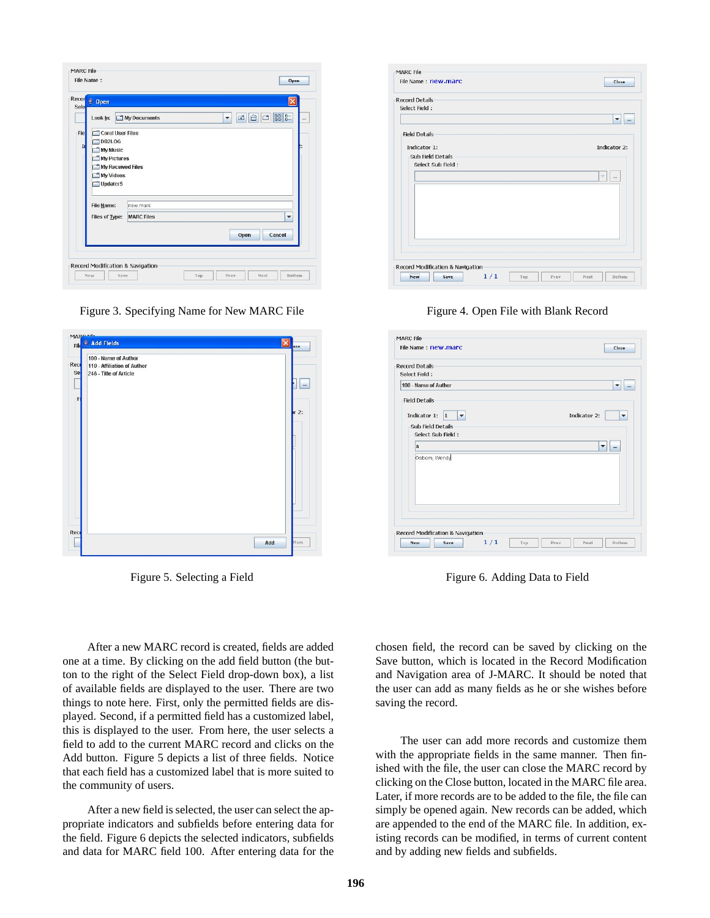Figure 3. Specifying Name for New MARC File

Figure 4. Open File with Blank Record

Figure 5. Selecting a Field

Figure 6. Adding Data to Field

After a new MARC record is created, fields are added one at a time. By clicking on the add field button (the button to the right of the Select Field drop-down box), a list of available fields are displayed to the user. There are two things to note here. First, only the permitted fields are displayed. Second, if a permitted field has a customized label, this is displayed to the user. From here, the user selects a field to add to the current MARC record and clicks on the Add button. Figure 5 depicts a list of three fields. Notice that each field has a customized label that is more suited to the community of users.

After a new field is selected, the user can select the appropriate indicators and subfields before entering data for the field. Figure 6 depicts the selected indicators, subfields and data for MARC field 100. After entering data for the chosen field, the record can be saved by clicking on the Save button, which is located in the Record Modification and Navigation area of J-MARC. It should be noted that the user can add as many fields as he or she wishes before saving the record.

The user can add more records and customize them with the appropriate fields in the same manner. Then finished with the file, the user can close the MARC record by clicking on the Close button, located in the MARC file area. Later, if more records are to be added to the file, the file can simply be opened again. New records can be added, which are appended to the end of the MARC file. In addition, existing records can be modified, in terms of current content and by adding new fields and subfields.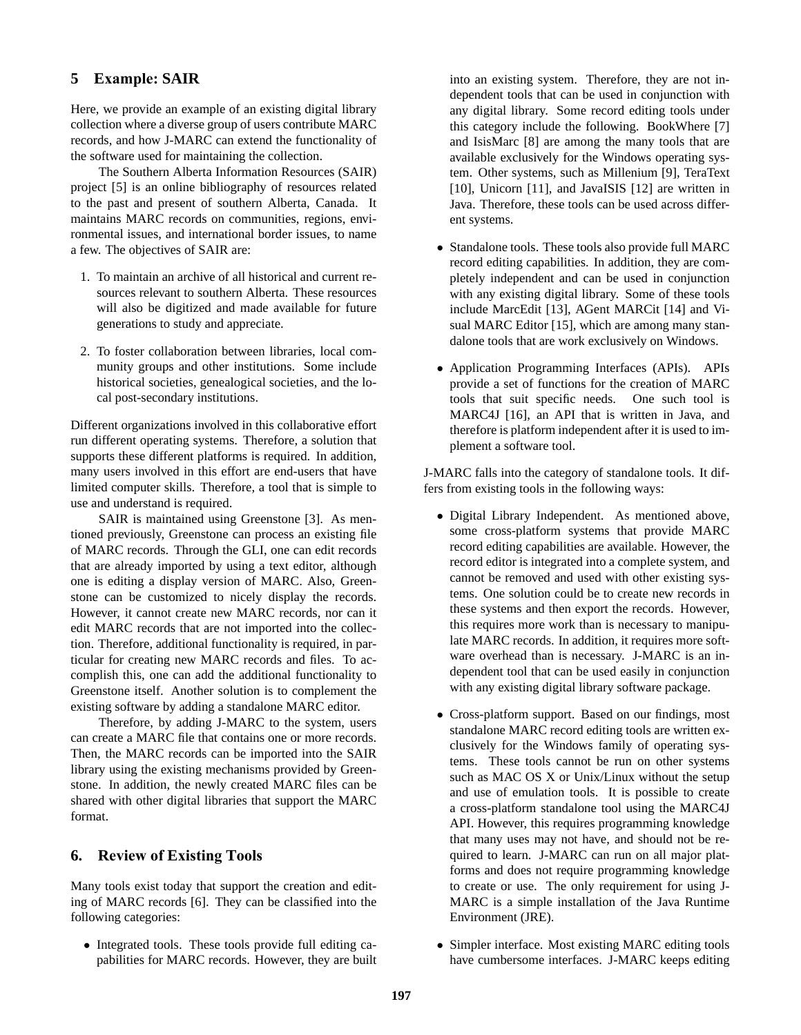## 5 Example: SAIR

Here, we provide an example of an existing digital library collection where a diverse group of users contribute MARC records, and how J-MARC can extend the functionality of the software used for maintaining the collection.

The Southern Alberta Information Resources (SAIR) project [5] is an online bibliography of resources related to the past and present of southern Alberta, Canada. It maintains MARC records on communities, regions, environmental issues, and international border issues, to name a few. The objectives of SAIR are:

1. To maintain an archive of all historical and current resources relevant to southern Alberta. These resources will also be digitized and made available for future generations to study and appreciate.
2. To foster collaboration between libraries, local community groups and other institutions. Some include historical societies, genealogical societies, and the local post-secondary institutions.

Different organizations involved in this collaborative effort run different operating systems. Therefore, a solution that supports these different platforms is required. In addition, many users involved in this effort are end-users that have limited computer skills. Therefore, a tool that is simple to use and understand is required.

SAIR is maintained using Greenstone [3]. As mentioned previously, Greenstone can process an existing file of MARC records. Through the GLI, one can edit records that are already imported by using a text editor, although one is editing a display version of MARC. Also, Greenstone can be customized to nicely display the records. However, it cannot create new MARC records, nor can it edit MARC records that are not imported into the collection. Therefore, additional functionality is required, in particular for creating new MARC records and files. To accomplish this, one can add the additional functionality to Greenstone itself. Another solution is to complement the existing software by adding a standalone MARC editor.

Therefore, by adding J-MARC to the system, users can create a MARC file that contains one or more records. Then, the MARC records can be imported into the SAIR library using the existing mechanisms provided by Greenstone. In addition, the newly created MARC files can be shared with other digital libraries that support the MARC format.

## 6. Review of Existing Tools

Many tools exist today that support the creation and editing of MARC records [6]. They can be classified into the following categories:

- Integrated tools. These tools provide full editing capabilities for MARC records. However, they are built into an existing system. Therefore, they are not independent tools that can be used in conjunction with any digital library. Some record editing tools under this category include the following. BookWhere [7] and IsisMarc [8] are among the many tools that are available exclusively for the Windows operating system. Other systems, such as Millenium [9], TeraText [10], Unicorn [11], and JavaISIS [12] are written in Java. Therefore, these tools can be used across different systems.
- Standalone tools. These tools also provide full MARC record editing capabilities. In addition, they are completely independent and can be used in conjunction with any existing digital library. Some of these tools include MarcEdit [13], AGent MARCit [14] and Visual MARC Editor [15], which are among many standalone tools that are work exclusively on Windows.
- Application Programming Interfaces (APIs). APIs provide a set of functions for the creation of MARC tools that suit specific needs. One such tool is MARC4J [16], an API that is written in Java, and therefore is platform independent after it is used to implement a software tool.

J-MARC falls into the category of standalone tools. It differs from existing tools in the following ways:

- Digital Library Independent. As mentioned above, some cross-platform systems that provide MARC record editing capabilities are available. However, the record editor is integrated into a complete system, and cannot be removed and used with other existing systems. One solution could be to create new records in these systems and then export the records. However, this requires more work than is necessary to manipulate MARC records. In addition, it requires more software overhead than is necessary. J-MARC is an independent tool that can be used easily in conjunction with any existing digital library software package.
- Cross-platform support. Based on our findings, most standalone MARC record editing tools are written exclusively for the Windows family of operating systems. These tools cannot be run on other systems such as MAC OS X or Unix/Linux without the setup and use of emulation tools. It is possible to create a cross-platform standalone tool using the MARC4J API. However, this requires programming knowledge that many uses may not have, and should not be required to learn. J-MARC can run on all major platforms and does not require programming knowledge to create or use. The only requirement for using J-MARC is a simple installation of the Java Runtime Environment (JRE).
- Simpler interface. Most existing MARC editing tools have cumbersome interfaces. J-MARC keeps editing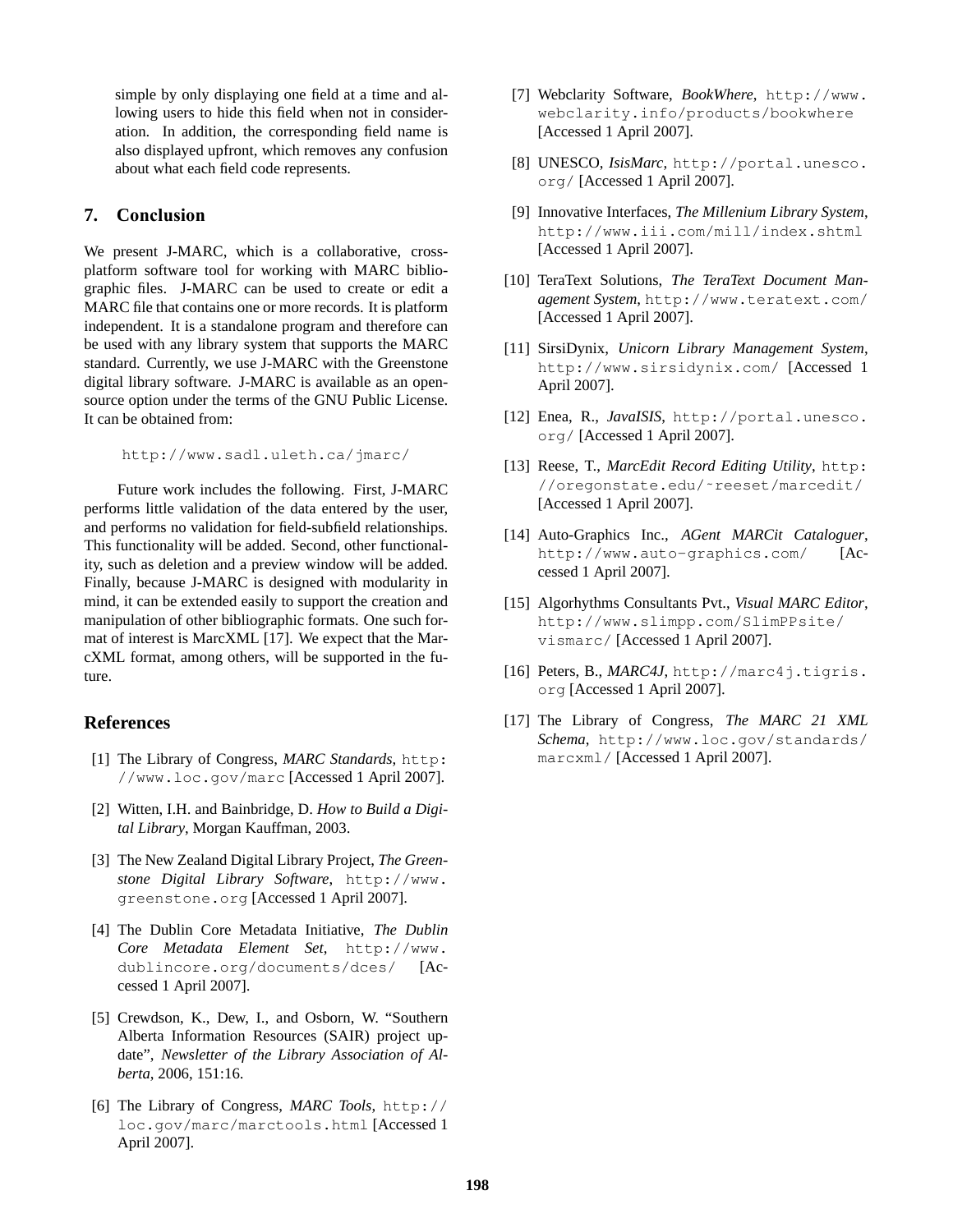simple by only displaying one field at a time and allowing users to hide this field when not in consideration. In addition, the corresponding field name is also displayed upfront, which removes any confusion about what each field code represents.

## 7. Conclusion

We present J-MARC, which is a collaborative, cross-platform software tool for working with MARC bibliographic files. J-MARC can be used to create or edit a MARC file that contains one or more records. It is platform independent. It is a standalone program and therefore can be used with any library system that supports the MARC standard. Currently, we use J-MARC with the Greenstone digital library software. J-MARC is available as an open-source option under the terms of the GNU Public License. It can be obtained from:

`http://www.sadl.uleth.ca/jmarc/`

Future work includes the following. First, J-MARC performs little validation of the data entered by the user, and performs no validation for field-subfield relationships. This functionality will be added. Second, other functionality, such as deletion and a preview window will be added. Finally, because J-MARC is designed with modularity in mind, it can be extended easily to support the creation and manipulation of other bibliographic formats. One such format of interest is MarcXML [17]. We expect that the MarcXML format, among others, will be supported in the future.

## References

[1] The Library of Congress, *MARC Standards*, `http://www.loc.gov/marc` [Accessed 1 April 2007].

[2] Witten, I.H. and Bainbridge, D. *How to Build a Digital Library*, Morgan Kauffman, 2003.

[3] The New Zealand Digital Library Project, *The Greenstone Digital Library Software*, `http://www.greenstone.org` [Accessed 1 April 2007].

[4] The Dublin Core Metadata Initiative, *The Dublin Core Metadata Element Set*, `http://www.dublincore.org/documents/dces/` [Accessed 1 April 2007].

[5] Crewdson, K., Dew, I., and Osborn, W. "Southern Alberta Information Resources (SAIR) project update", *Newsletter of the Library Association of Alberta*, 2006, 151:16.

[6] The Library of Congress, *MARC Tools*, `http://loc.gov/marc/marctools.html` [Accessed 1 April 2007].

[7] Webclarity Software, *BookWhere*, `http://www.webclarity.info/products/bookwhere` [Accessed 1 April 2007].

[8] UNESCO, *IsisMarc*, `http://portal.unesco.org/` [Accessed 1 April 2007].

[9] Innovative Interfaces, *The Millenium Library System*, `http://www.iii.com/mill/index.shtml` [Accessed 1 April 2007].

[10] TeraText Solutions, *The TeraText Document Management System*, `http://www.teratext.com/` [Accessed 1 April 2007].

[11] SirsiDynix, *Unicorn Library Management System*, `http://www.sirsidynix.com/` [Accessed 1 April 2007].

[12] Enea, R., *JavaISIS*, `http://portal.unesco.org/` [Accessed 1 April 2007].

[13] Reese, T., *MarcEdit Record Editing Utility*, `http://oregonstate.edu/~reeset/marcedit/` [Accessed 1 April 2007].

[14] Auto-Graphics Inc., *AGent MARCit Cataloguer*, `http://www.auto-graphics.com/` [Accessed 1 April 2007].

[15] Algorhythms Consultants Pvt., *Visual MARC Editor*, `http://www.slimpp.com/SlimPPsite/vismarc/` [Accessed 1 April 2007].

[16] Peters, B., *MARC4J*, `http://marc4j.tigris.org` [Accessed 1 April 2007].

[17] The Library of Congress, *The MARC 21 XML Schema*, `http://www.loc.gov/standards/marcxml/` [Accessed 1 April 2007].